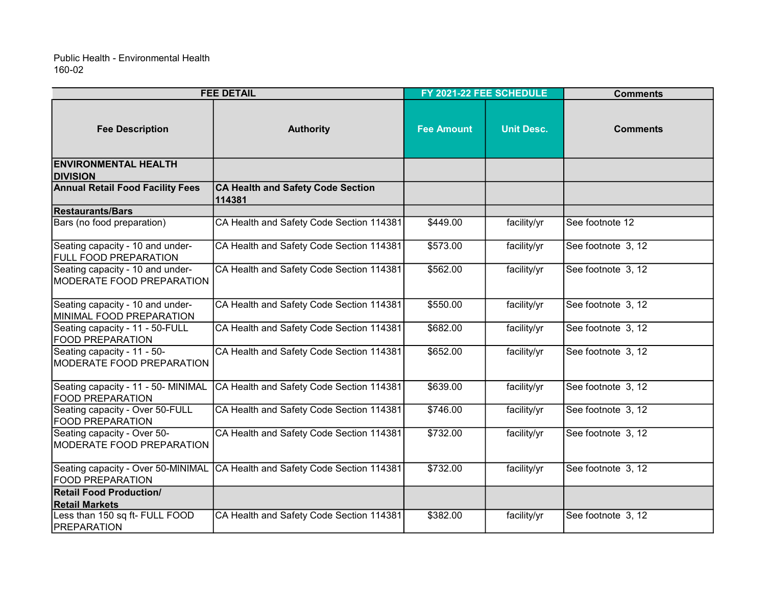Public Health - Environmental Health
160-02

| FEE DETAIL | | FY 2021-22 FEE SCHEDULE | | Comments |
|---|---|---|---|---|
| Fee Description | Authority | Fee Amount | Unit Desc. | Comments |
| **ENVIRONMENTAL HEALTH DIVISION** | | | | |
| **Annual Retail Food Facility Fees** | **CA Health and Safety Code Section 114381** | | | |
| **Restaurants/Bars** | | | | |
| Bars (no food preparation) | CA Health and Safety Code Section 114381 | $449.00 | facility/yr | See footnote 12 |
| Seating capacity - 10 and under- FULL FOOD PREPARATION | CA Health and Safety Code Section 114381 | $573.00 | facility/yr | See footnote 3, 12 |
| Seating capacity - 10 and under- MODERATE FOOD PREPARATION | CA Health and Safety Code Section 114381 | $562.00 | facility/yr | See footnote 3, 12 |
| Seating capacity - 10 and under- MINIMAL FOOD PREPARATION | CA Health and Safety Code Section 114381 | $550.00 | facility/yr | See footnote 3, 12 |
| Seating capacity - 11 - 50-FULL FOOD PREPARATION | CA Health and Safety Code Section 114381 | $682.00 | facility/yr | See footnote 3, 12 |
| Seating capacity - 11 - 50- MODERATE FOOD PREPARATION | CA Health and Safety Code Section 114381 | $652.00 | facility/yr | See footnote 3, 12 |
| Seating capacity - 11 - 50- MINIMAL FOOD PREPARATION | CA Health and Safety Code Section 114381 | $639.00 | facility/yr | See footnote 3, 12 |
| Seating capacity - Over 50-FULL FOOD PREPARATION | CA Health and Safety Code Section 114381 | $746.00 | facility/yr | See footnote 3, 12 |
| Seating capacity - Over 50- MODERATE FOOD PREPARATION | CA Health and Safety Code Section 114381 | $732.00 | facility/yr | See footnote 3, 12 |
| Seating capacity - Over 50-MINIMAL FOOD PREPARATION | CA Health and Safety Code Section 114381 | $732.00 | facility/yr | See footnote 3, 12 |
| **Retail Food Production/ Retail Markets** | | | | |
| Less than 150 sq ft- FULL FOOD PREPARATION | CA Health and Safety Code Section 114381 | $382.00 | facility/yr | See footnote 3, 12 |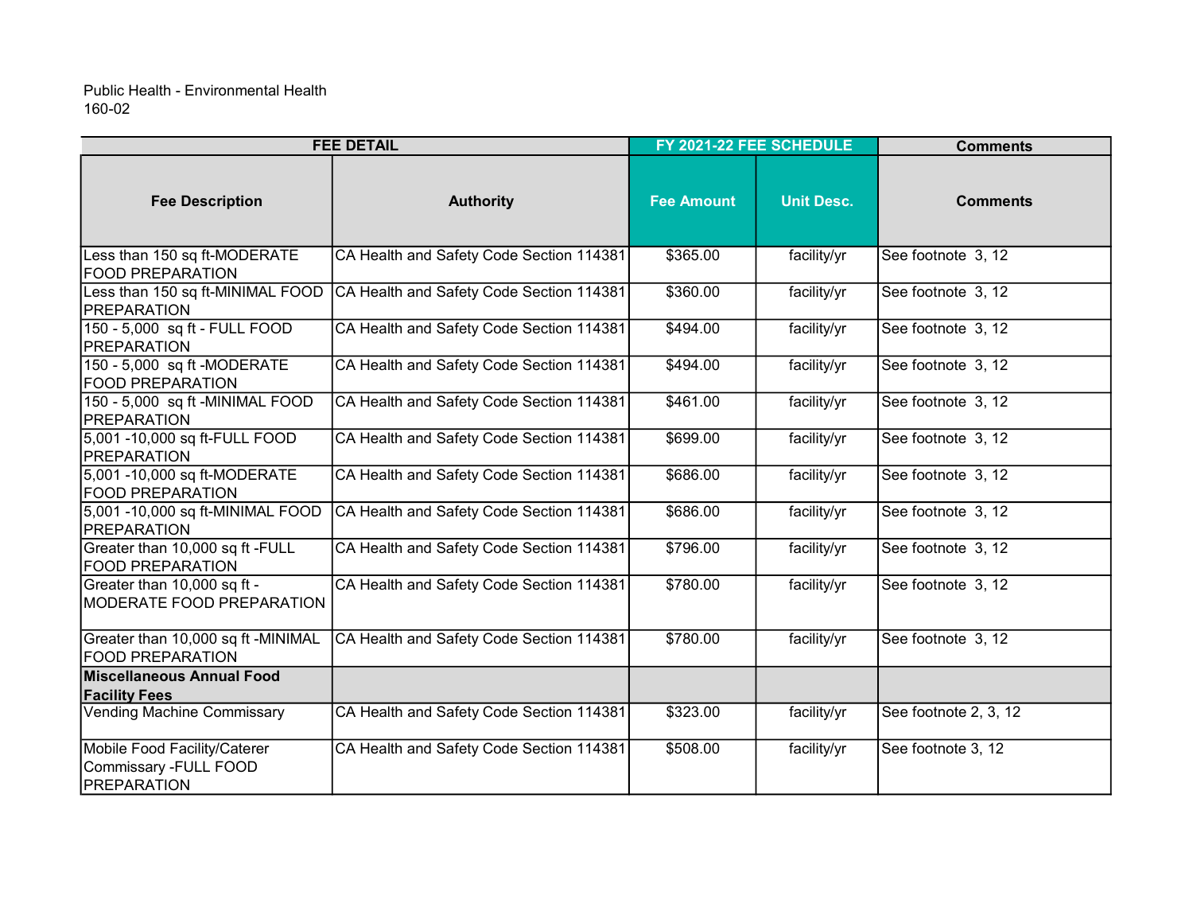Public Health - Environmental Health
160-02

| FEE DETAIL | | FY 2021-22 FEE SCHEDULE | | Comments |
|---|---|---|---|---|
| **Fee Description** | **Authority** | **Fee Amount** | **Unit Desc.** | **Comments** |
| Less than 150 sq ft-MODERATE FOOD PREPARATION | CA Health and Safety Code Section 114381 | $365.00 | facility/yr | See footnote 3, 12 |
| Less than 150 sq ft-MINIMAL FOOD PREPARATION | CA Health and Safety Code Section 114381 | $360.00 | facility/yr | See footnote 3, 12 |
| 150 - 5,000 sq ft - FULL FOOD PREPARATION | CA Health and Safety Code Section 114381 | $494.00 | facility/yr | See footnote 3, 12 |
| 150 - 5,000 sq ft -MODERATE FOOD PREPARATION | CA Health and Safety Code Section 114381 | $494.00 | facility/yr | See footnote 3, 12 |
| 150 - 5,000 sq ft -MINIMAL FOOD PREPARATION | CA Health and Safety Code Section 114381 | $461.00 | facility/yr | See footnote 3, 12 |
| 5,001 -10,000 sq ft-FULL FOOD PREPARATION | CA Health and Safety Code Section 114381 | $699.00 | facility/yr | See footnote 3, 12 |
| 5,001 -10,000 sq ft-MODERATE FOOD PREPARATION | CA Health and Safety Code Section 114381 | $686.00 | facility/yr | See footnote 3, 12 |
| 5,001 -10,000 sq ft-MINIMAL FOOD PREPARATION | CA Health and Safety Code Section 114381 | $686.00 | facility/yr | See footnote 3, 12 |
| Greater than 10,000 sq ft -FULL FOOD PREPARATION | CA Health and Safety Code Section 114381 | $796.00 | facility/yr | See footnote 3, 12 |
| Greater than 10,000 sq ft -MODERATE FOOD PREPARATION | CA Health and Safety Code Section 114381 | $780.00 | facility/yr | See footnote 3, 12 |
| Greater than 10,000 sq ft -MINIMAL FOOD PREPARATION | CA Health and Safety Code Section 114381 | $780.00 | facility/yr | See footnote 3, 12 |
| **Miscellaneous Annual Food Facility Fees** | | | | |
| Vending Machine Commissary | CA Health and Safety Code Section 114381 | $323.00 | facility/yr | See footnote 2, 3, 12 |
| Mobile Food Facility/Caterer Commissary -FULL FOOD PREPARATION | CA Health and Safety Code Section 114381 | $508.00 | facility/yr | See footnote 3, 12 |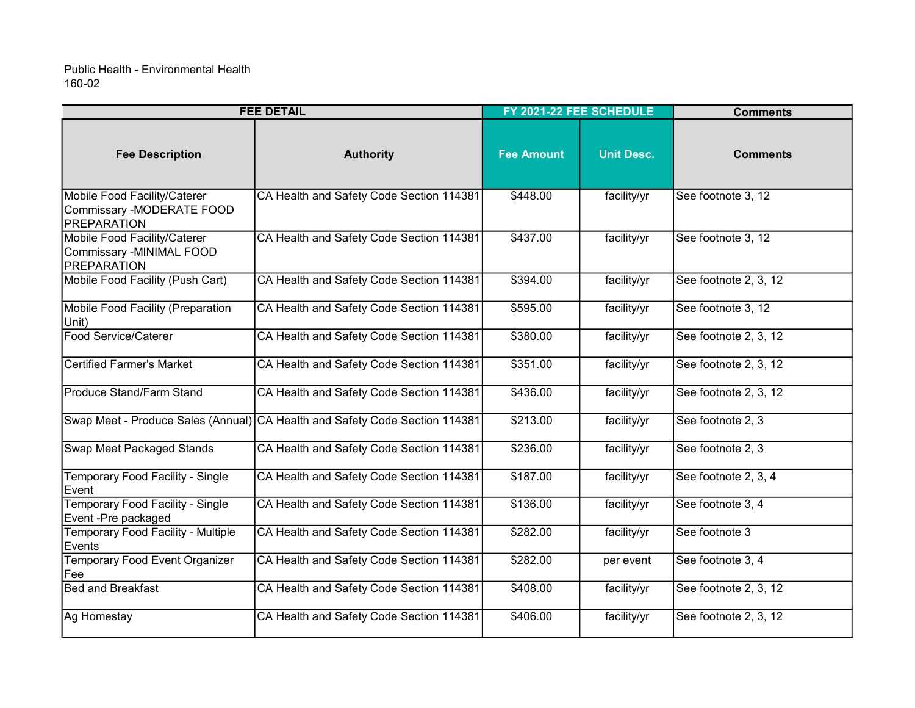Public Health - Environmental Health
160-02

| FEE DETAIL | | FY 2021-22 FEE SCHEDULE | | Comments |
|---|---|---|---|---|
| **Fee Description** | **Authority** | **Fee Amount** | **Unit Desc.** | **Comments** |
| Mobile Food Facility/Caterer Commissary -MODERATE FOOD PREPARATION | CA Health and Safety Code Section 114381 | $448.00 | facility/yr | See footnote 3, 12 |
| Mobile Food Facility/Caterer Commissary -MINIMAL FOOD PREPARATION | CA Health and Safety Code Section 114381 | $437.00 | facility/yr | See footnote 3, 12 |
| Mobile Food Facility (Push Cart) | CA Health and Safety Code Section 114381 | $394.00 | facility/yr | See footnote 2, 3, 12 |
| Mobile Food Facility (Preparation Unit) | CA Health and Safety Code Section 114381 | $595.00 | facility/yr | See footnote 3, 12 |
| Food Service/Caterer | CA Health and Safety Code Section 114381 | $380.00 | facility/yr | See footnote 2, 3, 12 |
| Certified Farmer's Market | CA Health and Safety Code Section 114381 | $351.00 | facility/yr | See footnote 2, 3, 12 |
| Produce Stand/Farm Stand | CA Health and Safety Code Section 114381 | $436.00 | facility/yr | See footnote 2, 3, 12 |
| Swap Meet - Produce Sales (Annual) | CA Health and Safety Code Section 114381 | $213.00 | facility/yr | See footnote 2, 3 |
| Swap Meet Packaged Stands | CA Health and Safety Code Section 114381 | $236.00 | facility/yr | See footnote 2, 3 |
| Temporary Food Facility - Single Event | CA Health and Safety Code Section 114381 | $187.00 | facility/yr | See footnote 2, 3, 4 |
| Temporary Food Facility - Single Event -Pre packaged | CA Health and Safety Code Section 114381 | $136.00 | facility/yr | See footnote 3, 4 |
| Temporary Food Facility - Multiple Events | CA Health and Safety Code Section 114381 | $282.00 | facility/yr | See footnote 3 |
| Temporary Food Event Organizer Fee | CA Health and Safety Code Section 114381 | $282.00 | per event | See footnote 3, 4 |
| Bed and Breakfast | CA Health and Safety Code Section 114381 | $408.00 | facility/yr | See footnote 2, 3, 12 |
| Ag Homestay | CA Health and Safety Code Section 114381 | $406.00 | facility/yr | See footnote 2, 3, 12 |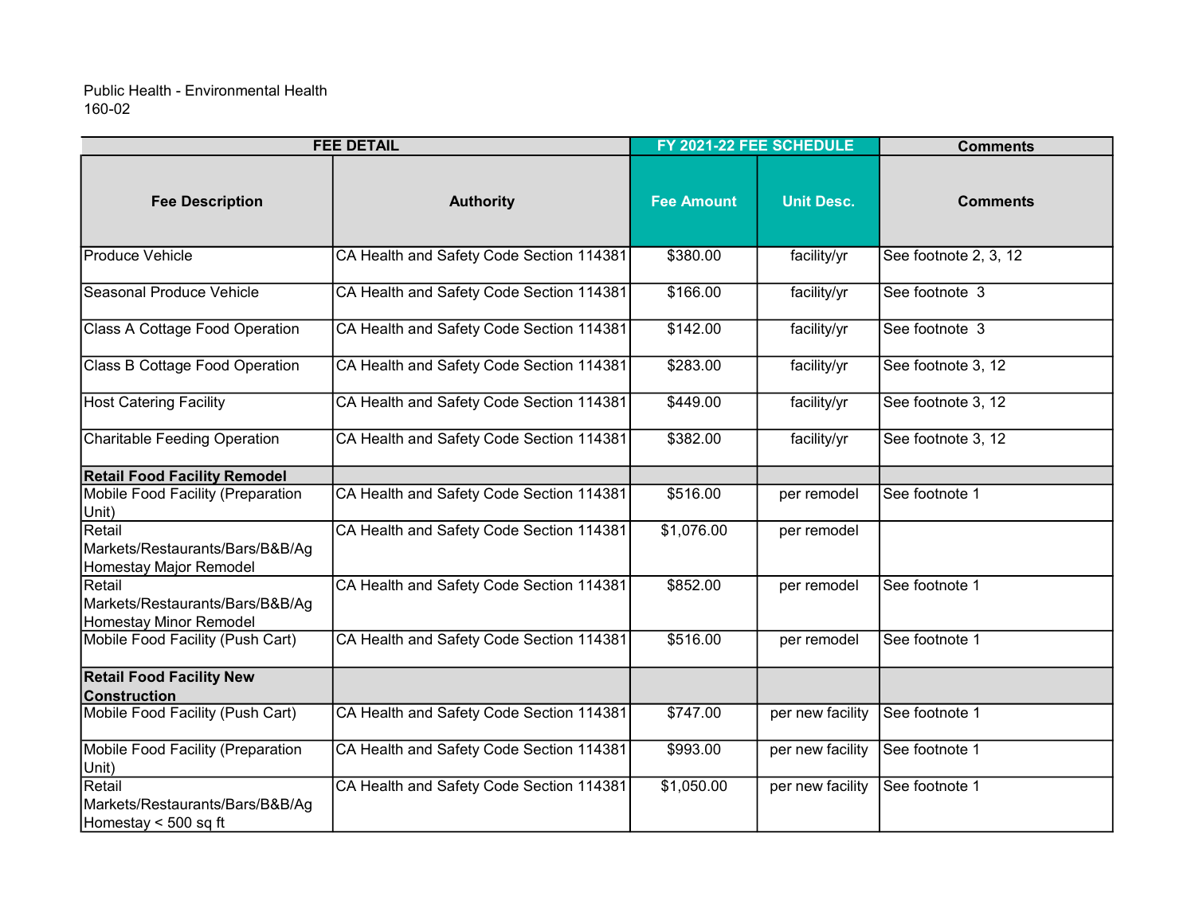Public Health - Environmental Health
160-02

| FEE DETAIL | | FY 2021-22 FEE SCHEDULE | | Comments |
|---|---|---|---|---|
| **Fee Description** | **Authority** | **Fee Amount** | **Unit Desc.** | **Comments** |
| Produce Vehicle | CA Health and Safety Code Section 114381 | $380.00 | facility/yr | See footnote 2, 3, 12 |
| Seasonal Produce Vehicle | CA Health and Safety Code Section 114381 | $166.00 | facility/yr | See footnote 3 |
| Class A Cottage Food Operation | CA Health and Safety Code Section 114381 | $142.00 | facility/yr | See footnote 3 |
| Class B Cottage Food Operation | CA Health and Safety Code Section 114381 | $283.00 | facility/yr | See footnote 3, 12 |
| Host Catering Facility | CA Health and Safety Code Section 114381 | $449.00 | facility/yr | See footnote 3, 12 |
| Charitable Feeding Operation | CA Health and Safety Code Section 114381 | $382.00 | facility/yr | See footnote 3, 12 |
| **Retail Food Facility Remodel** | | | | |
| Mobile Food Facility (Preparation Unit) | CA Health and Safety Code Section 114381 | $516.00 | per remodel | See footnote 1 |
| Retail Markets/Restaurants/Bars/B&B/Ag Homestay Major Remodel | CA Health and Safety Code Section 114381 | $1,076.00 | per remodel | |
| Retail Markets/Restaurants/Bars/B&B/Ag Homestay Minor Remodel | CA Health and Safety Code Section 114381 | $852.00 | per remodel | See footnote 1 |
| Mobile Food Facility (Push Cart) | CA Health and Safety Code Section 114381 | $516.00 | per remodel | See footnote 1 |
| **Retail Food Facility New Construction** | | | | |
| Mobile Food Facility (Push Cart) | CA Health and Safety Code Section 114381 | $747.00 | per new facility | See footnote 1 |
| Mobile Food Facility (Preparation Unit) | CA Health and Safety Code Section 114381 | $993.00 | per new facility | See footnote 1 |
| Retail Markets/Restaurants/Bars/B&B/Ag Homestay < 500 sq ft | CA Health and Safety Code Section 114381 | $1,050.00 | per new facility | See footnote 1 |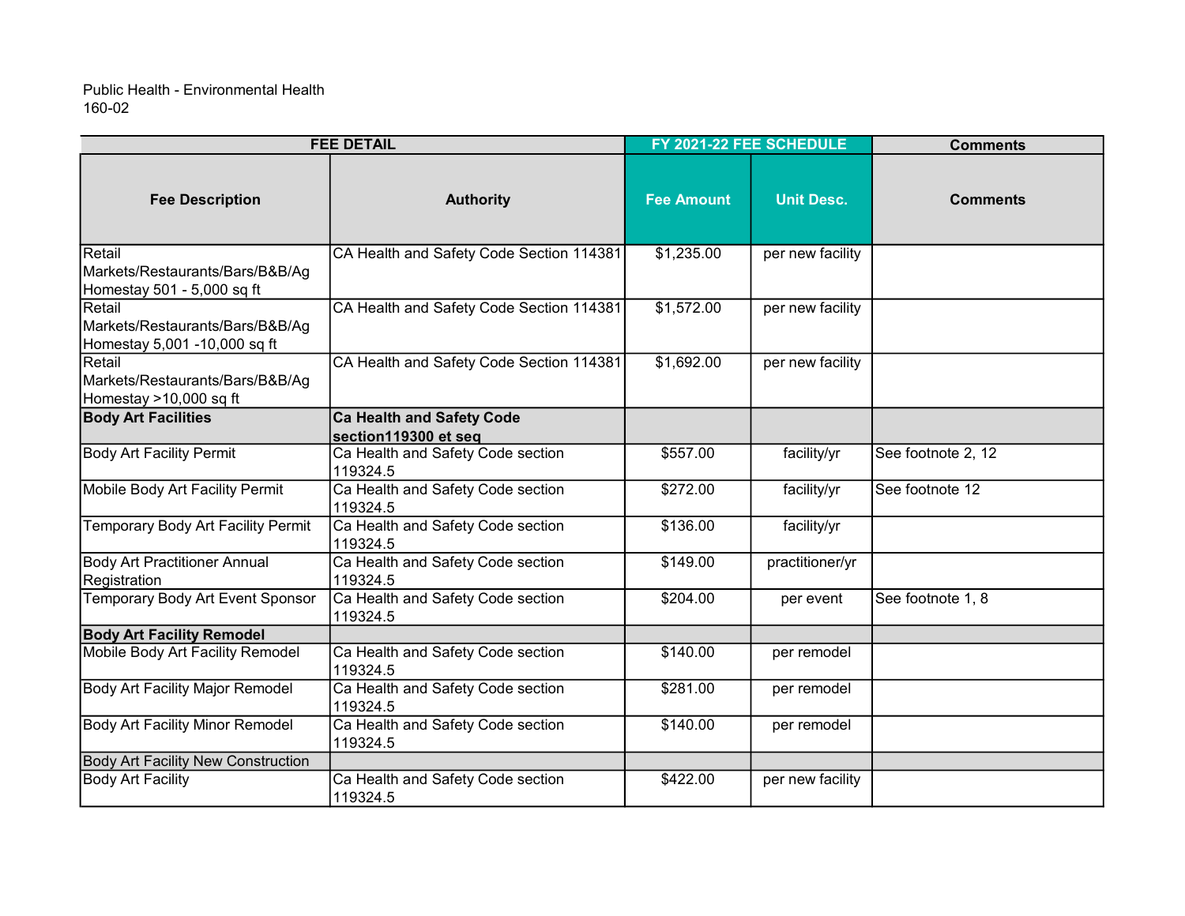Public Health - Environmental Health
160-02

| FEE DETAIL | | FY 2021-22 FEE SCHEDULE | | Comments |
|---|---|---|---|---|
| **Fee Description** | **Authority** | **Fee Amount** | **Unit Desc.** | **Comments** |
| Retail Markets/Restaurants/Bars/B&B/Ag Homestay 501 - 5,000 sq ft | CA Health and Safety Code Section 114381 | $1,235.00 | per new facility | |
| Retail Markets/Restaurants/Bars/B&B/Ag Homestay 5,001 -10,000 sq ft | CA Health and Safety Code Section 114381 | $1,572.00 | per new facility | |
| Retail Markets/Restaurants/Bars/B&B/Ag Homestay >10,000 sq ft | CA Health and Safety Code Section 114381 | $1,692.00 | per new facility | |
| **Body Art Facilities** | **Ca Health and Safety Code section119300 et seq** | | | |
| Body Art Facility Permit | Ca Health and Safety Code section 119324.5 | $557.00 | facility/yr | See footnote 2, 12 |
| Mobile Body Art Facility Permit | Ca Health and Safety Code section 119324.5 | $272.00 | facility/yr | See footnote 12 |
| Temporary Body Art Facility Permit | Ca Health and Safety Code section 119324.5 | $136.00 | facility/yr | |
| Body Art Practitioner Annual Registration | Ca Health and Safety Code section 119324.5 | $149.00 | practitioner/yr | |
| Temporary Body Art Event Sponsor | Ca Health and Safety Code section 119324.5 | $204.00 | per event | See footnote 1, 8 |
| **Body Art Facility Remodel** | | | | |
| Mobile Body Art Facility Remodel | Ca Health and Safety Code section 119324.5 | $140.00 | per remodel | |
| Body Art Facility Major Remodel | Ca Health and Safety Code section 119324.5 | $281.00 | per remodel | |
| Body Art Facility Minor Remodel | Ca Health and Safety Code section 119324.5 | $140.00 | per remodel | |
| Body Art Facility New Construction | | | | |
| Body Art Facility | Ca Health and Safety Code section 119324.5 | $422.00 | per new facility | |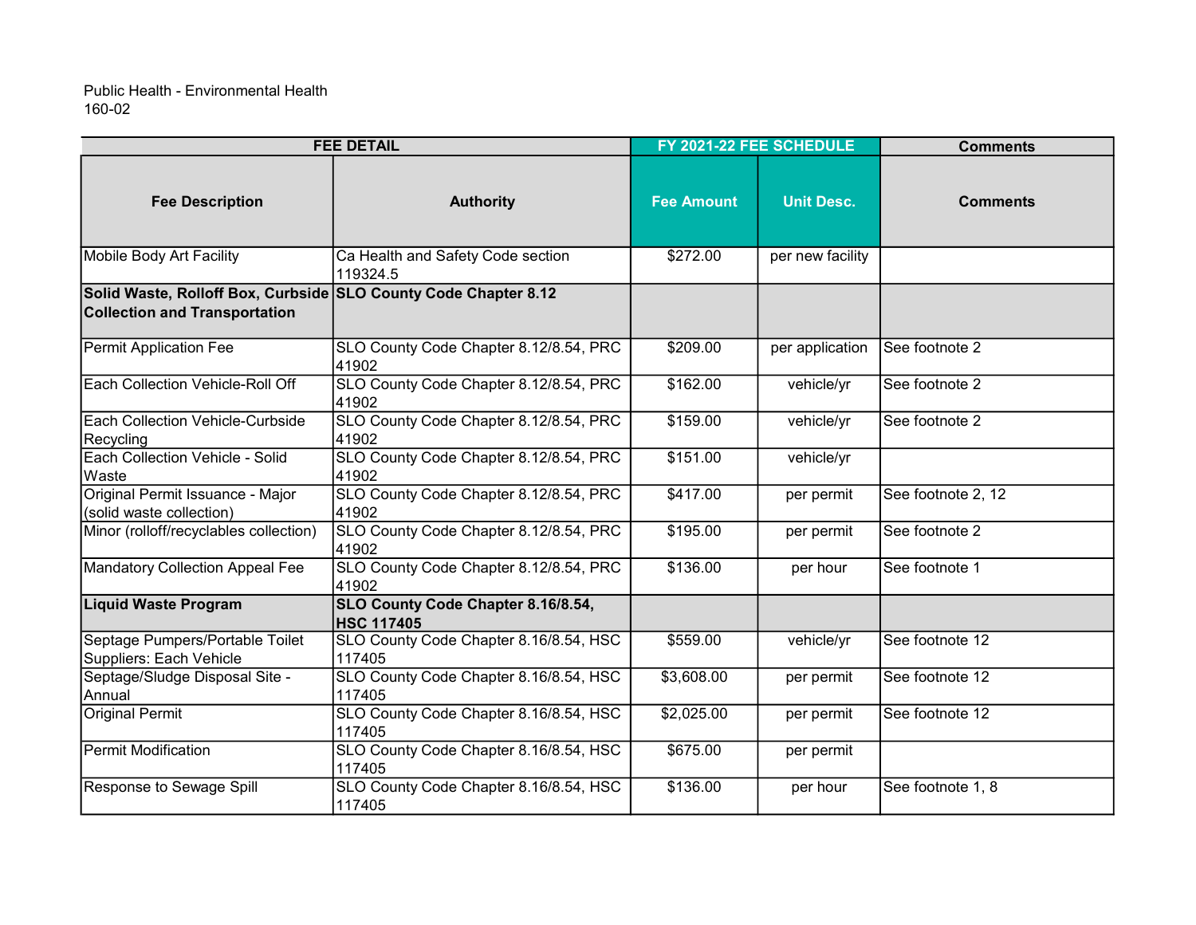Public Health - Environmental Health
160-02

| FEE DETAIL | | FY 2021-22 FEE SCHEDULE | | Comments |
|---|---|---|---|---|
| **Fee Description** | **Authority** | **Fee Amount** | **Unit Desc.** | **Comments** |
| Mobile Body Art Facility | Ca Health and Safety Code section 119324.5 | $272.00 | per new facility | |
| **Solid Waste, Rolloff Box, Curbside Collection and Transportation** | **SLO County Code Chapter 8.12** | | | |
| Permit Application Fee | SLO County Code Chapter 8.12/8.54, PRC 41902 | $209.00 | per application | See footnote 2 |
| Each Collection Vehicle-Roll Off | SLO County Code Chapter 8.12/8.54, PRC 41902 | $162.00 | vehicle/yr | See footnote 2 |
| Each Collection Vehicle-Curbside Recycling | SLO County Code Chapter 8.12/8.54, PRC 41902 | $159.00 | vehicle/yr | See footnote 2 |
| Each Collection Vehicle - Solid Waste | SLO County Code Chapter 8.12/8.54, PRC 41902 | $151.00 | vehicle/yr | |
| Original Permit Issuance - Major (solid waste collection) | SLO County Code Chapter 8.12/8.54, PRC 41902 | $417.00 | per permit | See footnote 2, 12 |
| Minor (rolloff/recyclables collection) | SLO County Code Chapter 8.12/8.54, PRC 41902 | $195.00 | per permit | See footnote 2 |
| Mandatory Collection Appeal Fee | SLO County Code Chapter 8.12/8.54, PRC 41902 | $136.00 | per hour | See footnote 1 |
| **Liquid Waste Program** | **SLO County Code Chapter 8.16/8.54, HSC 117405** | | | |
| Septage Pumpers/Portable Toilet Suppliers: Each Vehicle | SLO County Code Chapter 8.16/8.54, HSC 117405 | $559.00 | vehicle/yr | See footnote 12 |
| Septage/Sludge Disposal Site - Annual | SLO County Code Chapter 8.16/8.54, HSC 117405 | $3,608.00 | per permit | See footnote 12 |
| Original Permit | SLO County Code Chapter 8.16/8.54, HSC 117405 | $2,025.00 | per permit | See footnote 12 |
| Permit Modification | SLO County Code Chapter 8.16/8.54, HSC 117405 | $675.00 | per permit | |
| Response to Sewage Spill | SLO County Code Chapter 8.16/8.54, HSC 117405 | $136.00 | per hour | See footnote 1, 8 |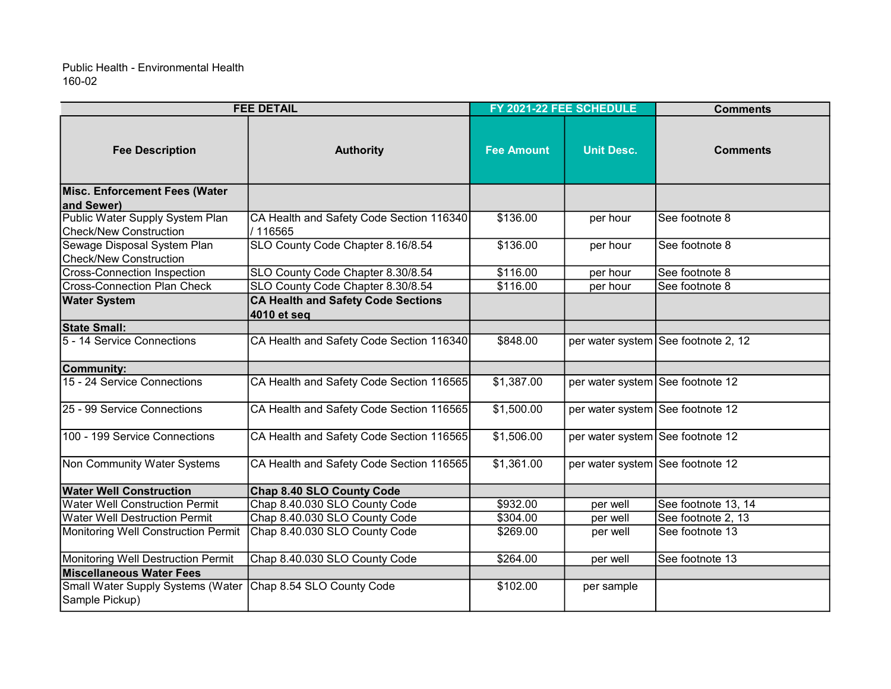Public Health - Environmental Health
160-02

| FEE DETAIL | | FY 2021-22 FEE SCHEDULE | | Comments |
|---|---|---|---|---|
| **Fee Description** | **Authority** | **Fee Amount** | **Unit Desc.** | **Comments** |
| **Misc. Enforcement Fees (Water and Sewer)** | | | | |
| Public Water Supply System Plan Check/New Construction | CA Health and Safety Code Section 116340 / 116565 | $136.00 | per hour | See footnote 8 |
| Sewage Disposal System Plan Check/New Construction | SLO County Code Chapter 8.16/8.54 | $136.00 | per hour | See footnote 8 |
| Cross-Connection Inspection | SLO County Code Chapter 8.30/8.54 | $116.00 | per hour | See footnote 8 |
| Cross-Connection Plan Check | SLO County Code Chapter 8.30/8.54 | $116.00 | per hour | See footnote 8 |
| **Water System** | **CA Health and Safety Code Sections 4010 et seq** | | | |
| **State Small:** | | | | |
| 5 - 14 Service Connections | CA Health and Safety Code Section 116340 | $848.00 | per water system | See footnote 2, 12 |
| **Community:** | | | | |
| 15 - 24 Service Connections | CA Health and Safety Code Section 116565 | $1,387.00 | per water system | See footnote 12 |
| 25 - 99 Service Connections | CA Health and Safety Code Section 116565 | $1,500.00 | per water system | See footnote 12 |
| 100 - 199 Service Connections | CA Health and Safety Code Section 116565 | $1,506.00 | per water system | See footnote 12 |
| Non Community Water Systems | CA Health and Safety Code Section 116565 | $1,361.00 | per water system | See footnote 12 |
| **Water Well Construction** | **Chap 8.40 SLO County Code** | | | |
| Water Well Construction Permit | Chap 8.40.030 SLO County Code | $932.00 | per well | See footnote 13, 14 |
| Water Well Destruction Permit | Chap 8.40.030 SLO County Code | $304.00 | per well | See footnote 2, 13 |
| Monitoring Well Construction Permit | Chap 8.40.030 SLO County Code | $269.00 | per well | See footnote 13 |
| Monitoring Well Destruction Permit | Chap 8.40.030 SLO County Code | $264.00 | per well | See footnote 13 |
| **Miscellaneous Water Fees** | | | | |
| Small Water Supply Systems (Water Sample Pickup) | Chap 8.54 SLO County Code | $102.00 | per sample | |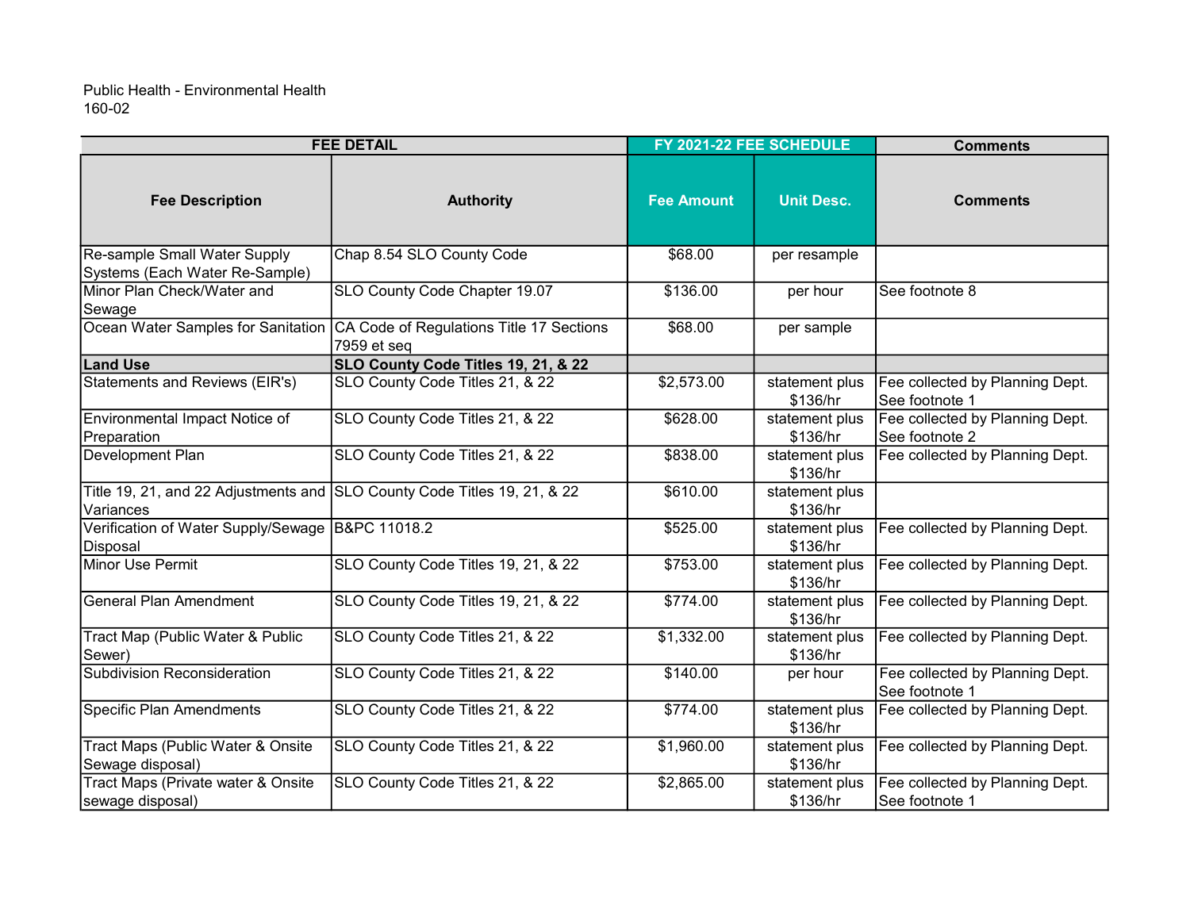Public Health - Environmental Health
160-02

| FEE DETAIL | | FY 2021-22 FEE SCHEDULE | | Comments |
|---|---|---|---|---|
| **Fee Description** | **Authority** | **Fee Amount** | **Unit Desc.** | **Comments** |
| Re-sample Small Water Supply Systems (Each Water Re-Sample) | Chap 8.54 SLO County Code | $68.00 | per resample | |
| Minor Plan Check/Water and Sewage | SLO County Code Chapter 19.07 | $136.00 | per hour | See footnote 8 |
| Ocean Water Samples for Sanitation | CA Code of Regulations Title 17 Sections 7959 et seq | $68.00 | per sample | |
| **Land Use** | **SLO County Code Titles 19, 21, & 22** | | | |
| Statements and Reviews (EIR's) | SLO County Code Titles 21, & 22 | $2,573.00 | statement plus $136/hr | Fee collected by Planning Dept. See footnote 1 |
| Environmental Impact Notice of Preparation | SLO County Code Titles 21, & 22 | $628.00 | statement plus $136/hr | Fee collected by Planning Dept. See footnote 2 |
| Development Plan | SLO County Code Titles 21, & 22 | $838.00 | statement plus $136/hr | Fee collected by Planning Dept. |
| Title 19, 21, and 22 Adjustments and Variances | SLO County Code Titles 19, 21, & 22 | $610.00 | statement plus $136/hr | |
| Verification of Water Supply/Sewage Disposal | B&PC 11018.2 | $525.00 | statement plus $136/hr | Fee collected by Planning Dept. |
| Minor Use Permit | SLO County Code Titles 19, 21, & 22 | $753.00 | statement plus $136/hr | Fee collected by Planning Dept. |
| General Plan Amendment | SLO County Code Titles 19, 21, & 22 | $774.00 | statement plus $136/hr | Fee collected by Planning Dept. |
| Tract Map (Public Water & Public Sewer) | SLO County Code Titles 21, & 22 | $1,332.00 | statement plus $136/hr | Fee collected by Planning Dept. |
| Subdivision Reconsideration | SLO County Code Titles 21, & 22 | $140.00 | per hour | Fee collected by Planning Dept. See footnote 1 |
| Specific Plan Amendments | SLO County Code Titles 21, & 22 | $774.00 | statement plus $136/hr | Fee collected by Planning Dept. |
| Tract Maps (Public Water & Onsite Sewage disposal) | SLO County Code Titles 21, & 22 | $1,960.00 | statement plus $136/hr | Fee collected by Planning Dept. |
| Tract Maps (Private water & Onsite sewage disposal) | SLO County Code Titles 21, & 22 | $2,865.00 | statement plus $136/hr | Fee collected by Planning Dept. See footnote 1 |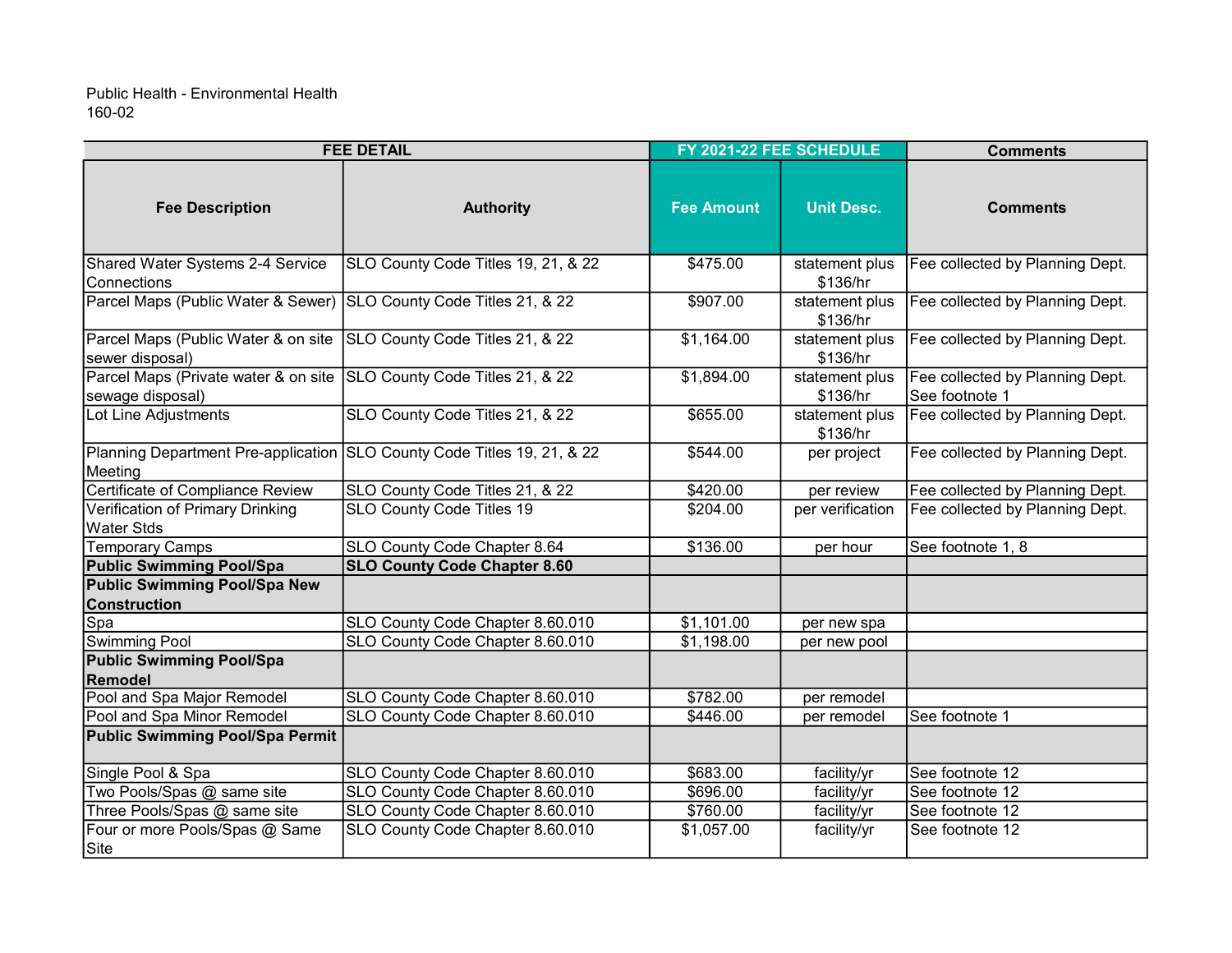Public Health - Environmental Health
160-02

| FEE DETAIL | | FY 2021-22 FEE SCHEDULE | | Comments |
|---|---|---|---|---|
| **Fee Description** | **Authority** | **Fee Amount** | **Unit Desc.** | **Comments** |
| Shared Water Systems 2-4 Service Connections | SLO County Code Titles 19, 21, & 22 | $475.00 | statement plus $136/hr | Fee collected by Planning Dept. |
| Parcel Maps (Public Water & Sewer) | SLO County Code Titles 21, & 22 | $907.00 | statement plus $136/hr | Fee collected by Planning Dept. |
| Parcel Maps (Public Water & on site sewer disposal) | SLO County Code Titles 21, & 22 | $1,164.00 | statement plus $136/hr | Fee collected by Planning Dept. |
| Parcel Maps (Private water & on site sewage disposal) | SLO County Code Titles 21, & 22 | $1,894.00 | statement plus $136/hr | Fee collected by Planning Dept. See footnote 1 |
| Lot Line Adjustments | SLO County Code Titles 21, & 22 | $655.00 | statement plus $136/hr | Fee collected by Planning Dept. |
| Planning Department Pre-application Meeting | SLO County Code Titles 19, 21, & 22 | $544.00 | per project | Fee collected by Planning Dept. |
| Certificate of Compliance Review | SLO County Code Titles 21, & 22 | $420.00 | per review | Fee collected by Planning Dept. |
| Verification of Primary Drinking Water Stds | SLO County Code Titles 19 | $204.00 | per verification | Fee collected by Planning Dept. |
| Temporary Camps | SLO County Code Chapter 8.64 | $136.00 | per hour | See footnote 1, 8 |
| **Public Swimming Pool/Spa** | **SLO County Code Chapter 8.60** | | | |
| **Public Swimming Pool/Spa New Construction** | | | | |
| Spa | SLO County Code Chapter 8.60.010 | $1,101.00 | per new spa | |
| Swimming Pool | SLO County Code Chapter 8.60.010 | $1,198.00 | per new pool | |
| **Public Swimming Pool/Spa Remodel** | | | | |
| Pool and Spa Major Remodel | SLO County Code Chapter 8.60.010 | $782.00 | per remodel | |
| Pool and Spa Minor Remodel | SLO County Code Chapter 8.60.010 | $446.00 | per remodel | See footnote 1 |
| **Public Swimming Pool/Spa Permit** | | | | |
| Single Pool & Spa | SLO County Code Chapter 8.60.010 | $683.00 | facility/yr | See footnote 12 |
| Two Pools/Spas @ same site | SLO County Code Chapter 8.60.010 | $696.00 | facility/yr | See footnote 12 |
| Three Pools/Spas @ same site | SLO County Code Chapter 8.60.010 | $760.00 | facility/yr | See footnote 12 |
| Four or more Pools/Spas @ Same Site | SLO County Code Chapter 8.60.010 | $1,057.00 | facility/yr | See footnote 12 |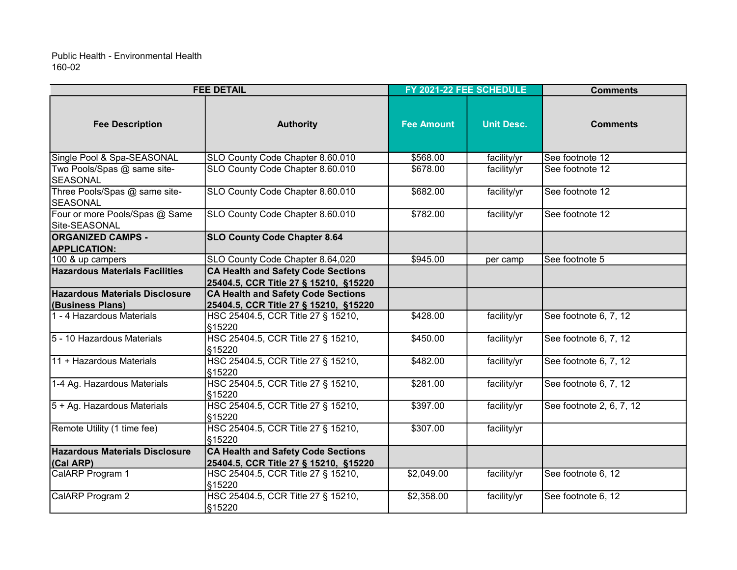Public Health - Environmental Health
160-02

| FEE DETAIL | | FY 2021-22 FEE SCHEDULE | | Comments |
|---|---|---|---|---|
| **Fee Description** | **Authority** | **Fee Amount** | **Unit Desc.** | **Comments** |
| Single Pool & Spa-SEASONAL | SLO County Code Chapter 8.60.010 | $568.00 | facility/yr | See footnote 12 |
| Two Pools/Spas @ same site-SEASONAL | SLO County Code Chapter 8.60.010 | $678.00 | facility/yr | See footnote 12 |
| Three Pools/Spas @ same site-SEASONAL | SLO County Code Chapter 8.60.010 | $682.00 | facility/yr | See footnote 12 |
| Four or more Pools/Spas @ Same Site-SEASONAL | SLO County Code Chapter 8.60.010 | $782.00 | facility/yr | See footnote 12 |
| **ORGANIZED CAMPS - APPLICATION:** | **SLO County Code Chapter 8.64** | | | |
| 100 & up campers | SLO County Code Chapter 8.64,020 | $945.00 | per camp | See footnote 5 |
| **Hazardous Materials Facilities** | **CA Health and Safety Code Sections 25404.5, CCR Title 27 § 15210, §15220** | | | |
| **Hazardous Materials Disclosure (Business Plans)** | **CA Health and Safety Code Sections 25404.5, CCR Title 27 § 15210, §15220** | | | |
| 1 - 4 Hazardous Materials | HSC 25404.5, CCR Title 27 § 15210, §15220 | $428.00 | facility/yr | See footnote 6, 7, 12 |
| 5 - 10 Hazardous Materials | HSC 25404.5, CCR Title 27 § 15210, §15220 | $450.00 | facility/yr | See footnote 6, 7, 12 |
| 11 + Hazardous Materials | HSC 25404.5, CCR Title 27 § 15210, §15220 | $482.00 | facility/yr | See footnote 6, 7, 12 |
| 1-4 Ag. Hazardous Materials | HSC 25404.5, CCR Title 27 § 15210, §15220 | $281.00 | facility/yr | See footnote 6, 7, 12 |
| 5 + Ag. Hazardous Materials | HSC 25404.5, CCR Title 27 § 15210, §15220 | $397.00 | facility/yr | See footnote 2, 6, 7, 12 |
| Remote Utility (1 time fee) | HSC 25404.5, CCR Title 27 § 15210, §15220 | $307.00 | facility/yr | |
| **Hazardous Materials Disclosure (Cal ARP)** | **CA Health and Safety Code Sections 25404.5, CCR Title 27 § 15210, §15220** | | | |
| CalARP Program 1 | HSC 25404.5, CCR Title 27 § 15210, §15220 | $2,049.00 | facility/yr | See footnote 6, 12 |
| CalARP Program 2 | HSC 25404.5, CCR Title 27 § 15210, §15220 | $2,358.00 | facility/yr | See footnote 6, 12 |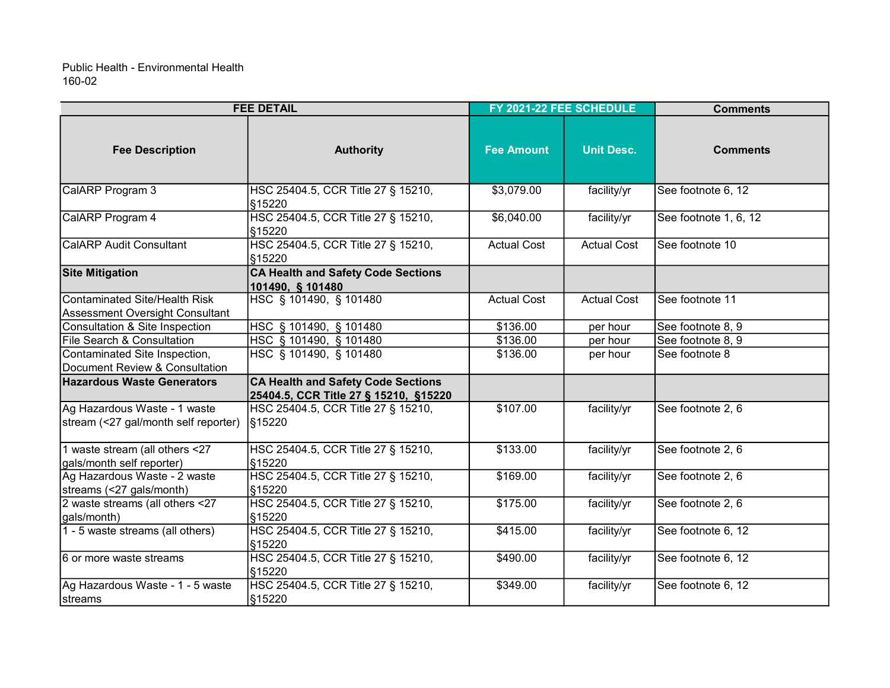Public Health - Environmental Health
160-02

| FEE DETAIL | | FY 2021-22 FEE SCHEDULE | | Comments |
|---|---|---|---|---|
| **Fee Description** | **Authority** | **Fee Amount** | **Unit Desc.** | **Comments** |
| CalARP Program 3 | HSC 25404.5, CCR Title 27 § 15210, §15220 | $3,079.00 | facility/yr | See footnote 6, 12 |
| CalARP Program 4 | HSC 25404.5, CCR Title 27 § 15210, §15220 | $6,040.00 | facility/yr | See footnote 1, 6, 12 |
| CalARP Audit Consultant | HSC 25404.5, CCR Title 27 § 15210, §15220 | Actual Cost | Actual Cost | See footnote 10 |
| **Site Mitigation** | **CA Health and Safety Code Sections 101490, § 101480** | | | |
| Contaminated Site/Health Risk Assessment Oversight Consultant | HSC § 101490, § 101480 | Actual Cost | Actual Cost | See footnote 11 |
| Consultation & Site Inspection | HSC § 101490, § 101480 | $136.00 | per hour | See footnote 8, 9 |
| File Search & Consultation | HSC § 101490, § 101480 | $136.00 | per hour | See footnote 8, 9 |
| Contaminated Site Inspection, Document Review & Consultation | HSC § 101490, § 101480 | $136.00 | per hour | See footnote 8 |
| **Hazardous Waste Generators** | **CA Health and Safety Code Sections 25404.5, CCR Title 27 § 15210, §15220** | | | |
| Ag Hazardous Waste - 1 waste stream (<27 gal/month self reporter) | HSC 25404.5, CCR Title 27 § 15210, §15220 | $107.00 | facility/yr | See footnote 2, 6 |
| 1 waste stream (all others <27 gals/month self reporter) | HSC 25404.5, CCR Title 27 § 15210, §15220 | $133.00 | facility/yr | See footnote 2, 6 |
| Ag Hazardous Waste - 2 waste streams (<27 gals/month) | HSC 25404.5, CCR Title 27 § 15210, §15220 | $169.00 | facility/yr | See footnote 2, 6 |
| 2 waste streams (all others <27 gals/month) | HSC 25404.5, CCR Title 27 § 15210, §15220 | $175.00 | facility/yr | See footnote 2, 6 |
| 1 - 5 waste streams (all others) | HSC 25404.5, CCR Title 27 § 15210, §15220 | $415.00 | facility/yr | See footnote 6, 12 |
| 6 or more waste streams | HSC 25404.5, CCR Title 27 § 15210, §15220 | $490.00 | facility/yr | See footnote 6, 12 |
| Ag Hazardous Waste - 1 - 5 waste streams | HSC 25404.5, CCR Title 27 § 15210, §15220 | $349.00 | facility/yr | See footnote 6, 12 |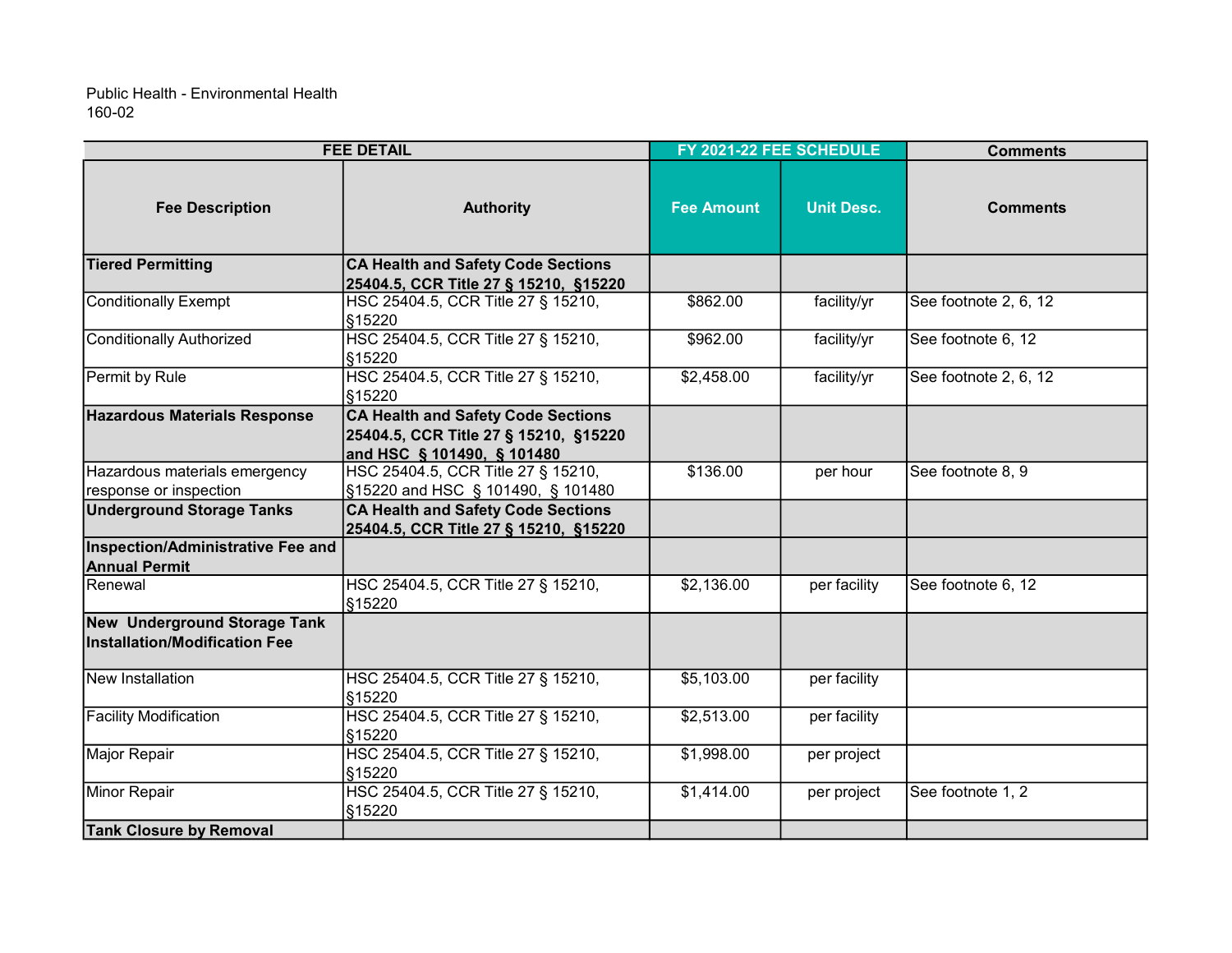Public Health - Environmental Health
160-02

| FEE DETAIL | | FY 2021-22 FEE SCHEDULE | | Comments |
|---|---|---|---|---|
| **Fee Description** | **Authority** | **Fee Amount** | **Unit Desc.** | **Comments** |
| **Tiered Permitting** | **CA Health and Safety Code Sections 25404.5, CCR Title 27 § 15210, §15220** | | | |
| Conditionally Exempt | HSC 25404.5, CCR Title 27 § 15210, §15220 | $862.00 | facility/yr | See footnote 2, 6, 12 |
| Conditionally Authorized | HSC 25404.5, CCR Title 27 § 15210, §15220 | $962.00 | facility/yr | See footnote 6, 12 |
| Permit by Rule | HSC 25404.5, CCR Title 27 § 15210, §15220 | $2,458.00 | facility/yr | See footnote 2, 6, 12 |
| **Hazardous Materials Response** | **CA Health and Safety Code Sections 25404.5, CCR Title 27 § 15210, §15220 and HSC § 101490, § 101480** | | | |
| Hazardous materials emergency response or inspection | HSC 25404.5, CCR Title 27 § 15210, §15220 and HSC § 101490, § 101480 | $136.00 | per hour | See footnote 8, 9 |
| **Underground Storage Tanks** | **CA Health and Safety Code Sections 25404.5, CCR Title 27 § 15210, §15220** | | | |
| **Inspection/Administrative Fee and Annual Permit** | | | | |
| Renewal | HSC 25404.5, CCR Title 27 § 15210, §15220 | $2,136.00 | per facility | See footnote 6, 12 |
| **New Underground Storage Tank Installation/Modification Fee** | | | | |
| New Installation | HSC 25404.5, CCR Title 27 § 15210, §15220 | $5,103.00 | per facility | |
| Facility Modification | HSC 25404.5, CCR Title 27 § 15210, §15220 | $2,513.00 | per facility | |
| Major Repair | HSC 25404.5, CCR Title 27 § 15210, §15220 | $1,998.00 | per project | |
| Minor Repair | HSC 25404.5, CCR Title 27 § 15210, §15220 | $1,414.00 | per project | See footnote 1, 2 |
| **Tank Closure by Removal** | | | | |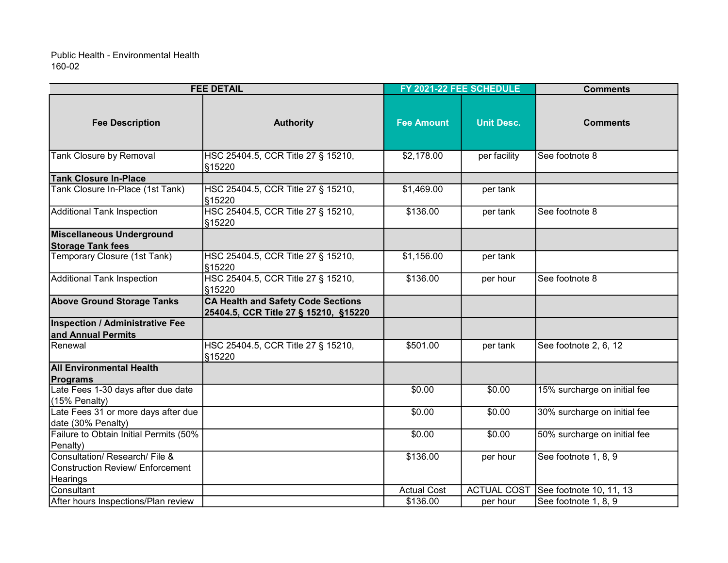Public Health - Environmental Health
160-02

| FEE DETAIL | | FY 2021-22 FEE SCHEDULE | | Comments |
|---|---|---|---|---|
| **Fee Description** | **Authority** | **Fee Amount** | **Unit Desc.** | **Comments** |
| Tank Closure by Removal | HSC 25404.5, CCR Title 27 § 15210, §15220 | $2,178.00 | per facility | See footnote 8 |
| **Tank Closure In-Place** | | | | |
| Tank Closure In-Place (1st Tank) | HSC 25404.5, CCR Title 27 § 15210, §15220 | $1,469.00 | per tank | |
| Additional Tank Inspection | HSC 25404.5, CCR Title 27 § 15210, §15220 | $136.00 | per tank | See footnote 8 |
| **Miscellaneous Underground Storage Tank fees** | | | | |
| Temporary Closure (1st Tank) | HSC 25404.5, CCR Title 27 § 15210, §15220 | $1,156.00 | per tank | |
| Additional Tank Inspection | HSC 25404.5, CCR Title 27 § 15210, §15220 | $136.00 | per hour | See footnote 8 |
| **Above Ground Storage Tanks** | **CA Health and Safety Code Sections 25404.5, CCR Title 27 § 15210, §15220** | | | |
| **Inspection / Administrative Fee and Annual Permits** | | | | |
| Renewal | HSC 25404.5, CCR Title 27 § 15210, §15220 | $501.00 | per tank | See footnote 2, 6, 12 |
| **All Environmental Health Programs** | | | | |
| Late Fees 1-30 days after due date (15% Penalty) | | $0.00 | $0.00 | 15% surcharge on initial fee |
| Late Fees 31 or more days after due date (30% Penalty) | | $0.00 | $0.00 | 30% surcharge on initial fee |
| Failure to Obtain Initial Permits (50% Penalty) | | $0.00 | $0.00 | 50% surcharge on initial fee |
| Consultation/ Research/ File & Construction Review/ Enforcement Hearings | | $136.00 | per hour | See footnote 1, 8, 9 |
| Consultant | | Actual Cost | ACTUAL COST | See footnote 10, 11, 13 |
| After hours Inspections/Plan review | | $136.00 | per hour | See footnote 1, 8, 9 |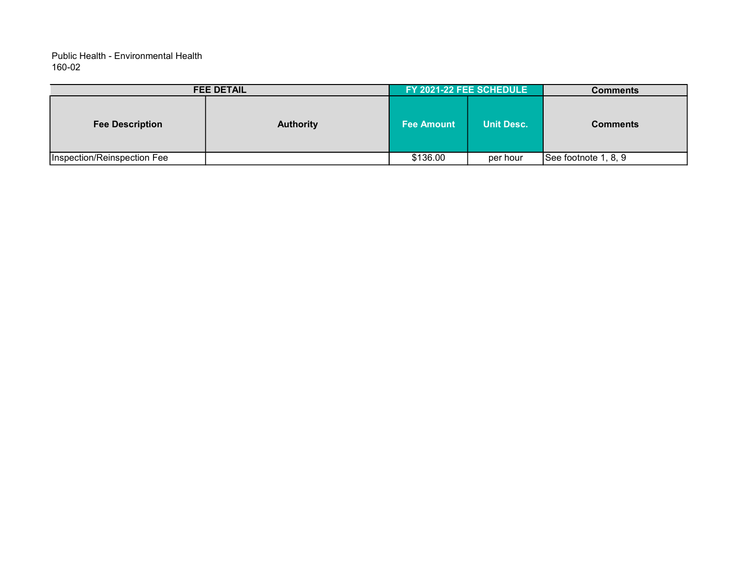Public Health - Environmental Health
160-02

| FEE DETAIL | | FY 2021-22 FEE SCHEDULE | | Comments |
|---|---|---|---|---|
| Fee Description | Authority | Fee Amount | Unit Desc. | Comments |
| Inspection/Reinspection Fee | | $136.00 | per hour | See footnote 1, 8, 9 |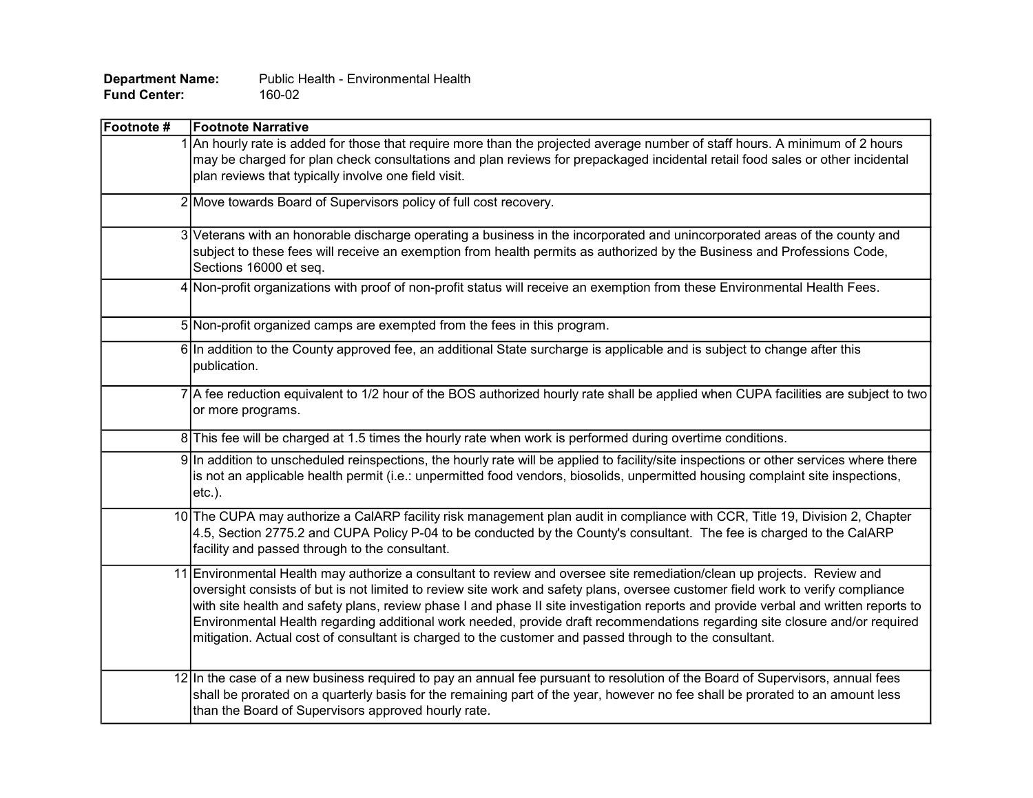**Department Name:** Public Health - Environmental Health
**Fund Center:** 160-02

| Footnote # | Footnote Narrative |
|---|---|
| 1 | An hourly rate is added for those that require more than the projected average number of staff hours. A minimum of 2 hours may be charged for plan check consultations and plan reviews for prepackaged incidental retail food sales or other incidental plan reviews that typically involve one field visit. |
| 2 | Move towards Board of Supervisors policy of full cost recovery. |
| 3 | Veterans with an honorable discharge operating a business in the incorporated and unincorporated areas of the county and subject to these fees will receive an exemption from health permits as authorized by the Business and Professions Code, Sections 16000 et seq. |
| 4 | Non-profit organizations with proof of non-profit status will receive an exemption from these Environmental Health Fees. |
| 5 | Non-profit organized camps are exempted from the fees in this program. |
| 6 | In addition to the County approved fee, an additional State surcharge is applicable and is subject to change after this publication. |
| 7 | A fee reduction equivalent to 1/2 hour of the BOS authorized hourly rate shall be applied when CUPA facilities are subject to two or more programs. |
| 8 | This fee will be charged at 1.5 times the hourly rate when work is performed during overtime conditions. |
| 9 | In addition to unscheduled reinspections, the hourly rate will be applied to facility/site inspections or other services where there is not an applicable health permit (i.e.: unpermitted food vendors, biosolids, unpermitted housing complaint site inspections, etc.). |
| 10 | The CUPA may authorize a CalARP facility risk management plan audit in compliance with CCR, Title 19, Division 2, Chapter 4.5, Section 2775.2 and CUPA Policy P-04 to be conducted by the County's consultant. The fee is charged to the CalARP facility and passed through to the consultant. |
| 11 | Environmental Health may authorize a consultant to review and oversee site remediation/clean up projects. Review and oversight consists of but is not limited to review site work and safety plans, oversee customer field work to verify compliance with site health and safety plans, review phase I and phase II site investigation reports and provide verbal and written reports to Environmental Health regarding additional work needed, provide draft recommendations regarding site closure and/or required mitigation. Actual cost of consultant is charged to the customer and passed through to the consultant. |
| 12 | In the case of a new business required to pay an annual fee pursuant to resolution of the Board of Supervisors, annual fees shall be prorated on a quarterly basis for the remaining part of the year, however no fee shall be prorated to an amount less than the Board of Supervisors approved hourly rate. |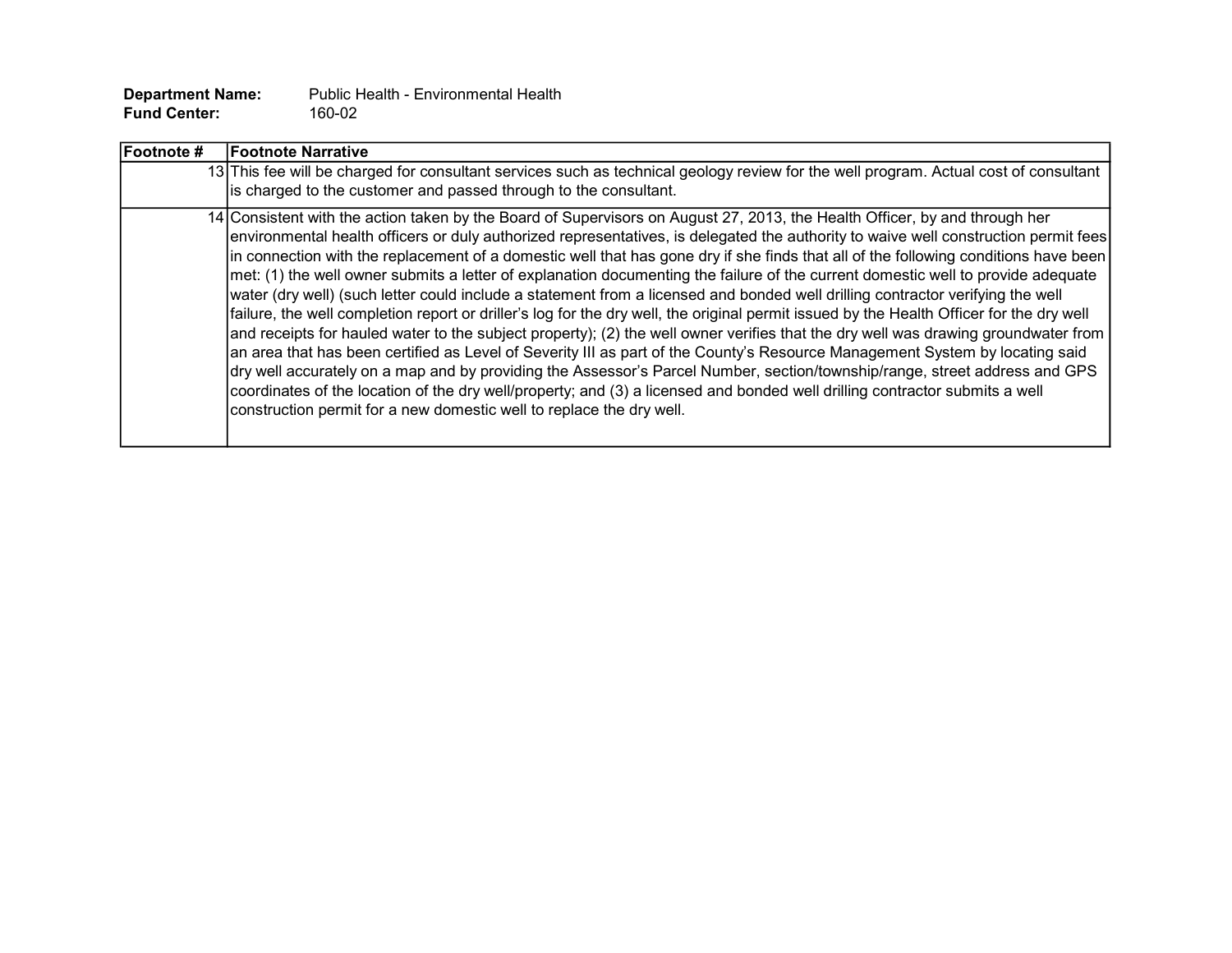**Department Name:** Public Health - Environmental Health
**Fund Center:** 160-02

| Footnote # | Footnote Narrative |
|---|---|
| 13 | This fee will be charged for consultant services such as technical geology review for the well program. Actual cost of consultant is charged to the customer and passed through to the consultant. |
| 14 | Consistent with the action taken by the Board of Supervisors on August 27, 2013, the Health Officer, by and through her environmental health officers or duly authorized representatives, is delegated the authority to waive well construction permit fees in connection with the replacement of a domestic well that has gone dry if she finds that all of the following conditions have been met: (1) the well owner submits a letter of explanation documenting the failure of the current domestic well to provide adequate water (dry well) (such letter could include a statement from a licensed and bonded well drilling contractor verifying the well failure, the well completion report or driller's log for the dry well, the original permit issued by the Health Officer for the dry well and receipts for hauled water to the subject property); (2) the well owner verifies that the dry well was drawing groundwater from an area that has been certified as Level of Severity III as part of the County's Resource Management System by locating said dry well accurately on a map and by providing the Assessor's Parcel Number, section/township/range, street address and GPS coordinates of the location of the dry well/property; and (3) a licensed and bonded well drilling contractor submits a well construction permit for a new domestic well to replace the dry well. |